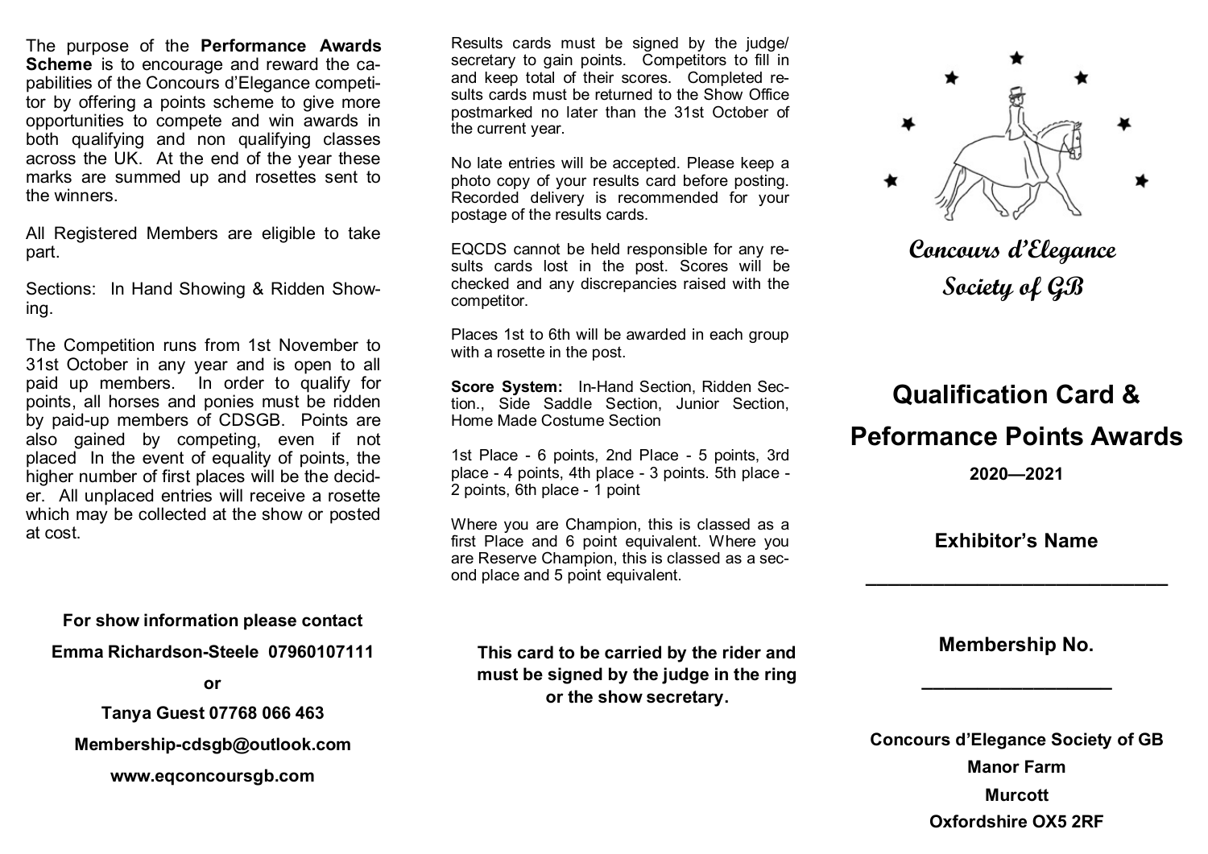The purpose of the **Performance Awards Scheme** is to encourage and reward the capabilities of the Concours d'Elegance competitor by offering a points scheme to give more opportunities to compete and win awards in both qualifying and non qualifying classes across the UK. At the end of the year these marks are summed up and rosettes sent to the winners.

All Registered Members are eligible to take part.

Sections: In Hand Showing & Ridden Showing.

The Competition runs from 1st November to 31st October in any year and is open to all paid up members. In order to qualify for points, all horses and ponies must be ridden by paid-up members of CDSGB. Points are also gained by competing, even if not placed In the event of equality of points, the higher number of first places will be the decider. All unplaced entries will receive a rosette which may be collected at the show or posted at cost.

**For show information please contact**

**Emma Richardson-Steele 07960107111**

**or**

**Tanya Guest 07768 066 463**

**Membership-cdsgb@outlook.com**

**www.eqconcoursgb.com**

Results cards must be signed by the judge/ secretary to gain points. Competitors to fill in and keep total of their scores. Completed results cards must be returned to the Show Office postmarked no later than the 31st October of the current year.

No late entries will be accepted. Please keep a photo copy of your results card before posting. Recorded delivery is recommended for your postage of the results cards.

EQCDS cannot be held responsible for any results cards lost in the post. Scores will be checked and any discrepancies raised with the competitor.

Places 1st to 6th will be awarded in each group with a rosette in the post.

**Score System:** In-Hand Section, Ridden Section., Side Saddle Section, Junior Section, Home Made Costume Section

1st Place - 6 points, 2nd Place - 5 points, 3rd place - 4 points, 4th place - 3 points. 5th place - 2 points, 6th place - 1 point

Where you are Champion, this is classed as a first Place and 6 point equivalent. Where you are Reserve Champion, this is classed as a second place and 5 point equivalent.

**This card to be carried by the rider and must be signed by the judge in the ring or the show secretary.**

**Concours d'Elegance Society of GB**

# Qualification Card & Peformance Points Awards

**2020—2021**

**Exhibitor's Name**

______________________________

**Membership No.**

__________________

**Concours d'Elegance Society of GB**
**Manor Farm**
**Murcott**
**Oxfordshire OX5 2RF**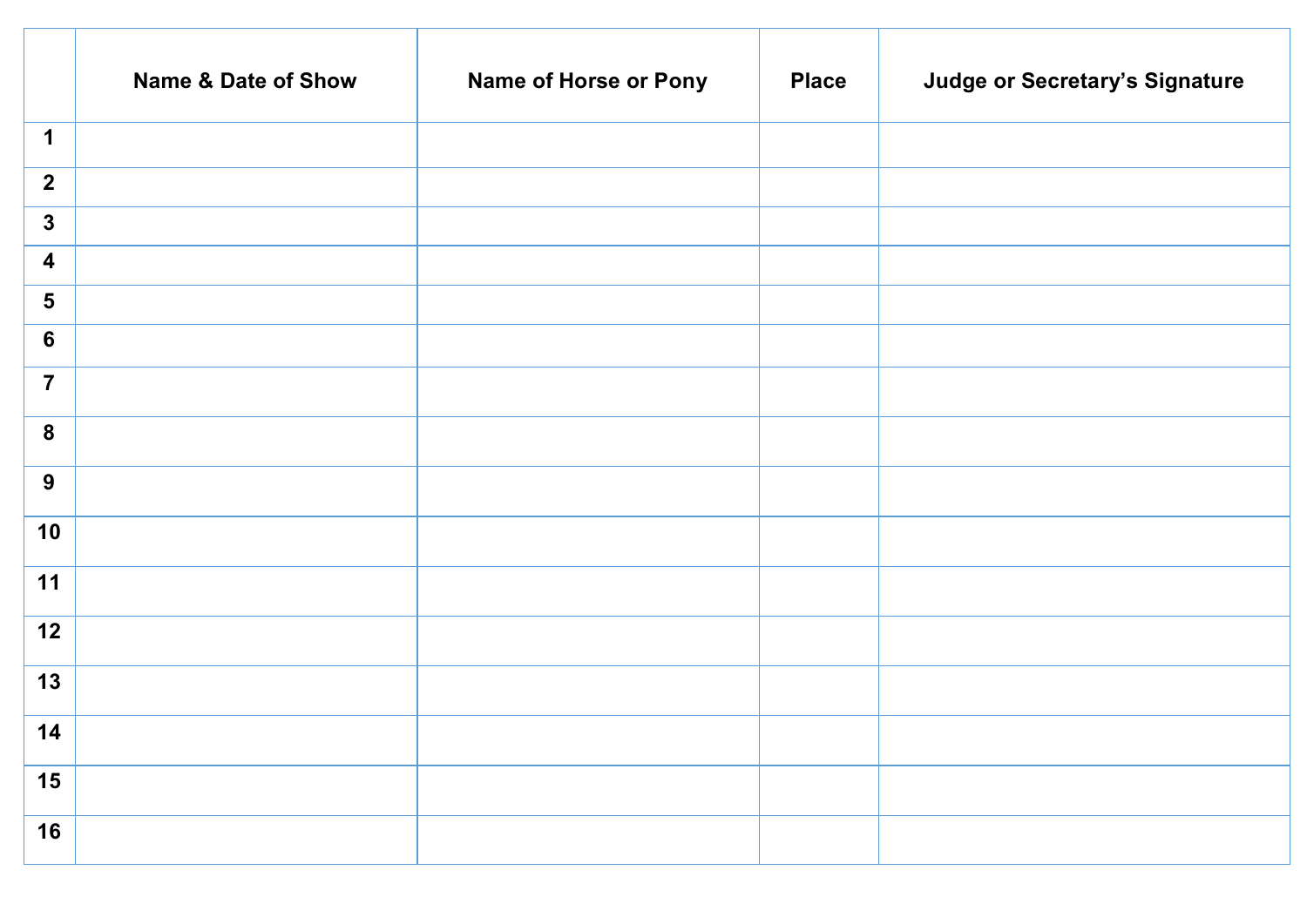| | Name & Date of Show | Name of Horse or Pony | Place | Judge or Secretary's Signature |
|---|---|---|---|---|
| 1 | | | | |
| 2 | | | | |
| 3 | | | | |
| 4 | | | | |
| 5 | | | | |
| 6 | | | | |
| 7 | | | | |
| 8 | | | | |
| 9 | | | | |
| 10 | | | | |
| 11 | | | | |
| 12 | | | | |
| 13 | | | | |
| 14 | | | | |
| 15 | | | | |
| 16 | | | | |